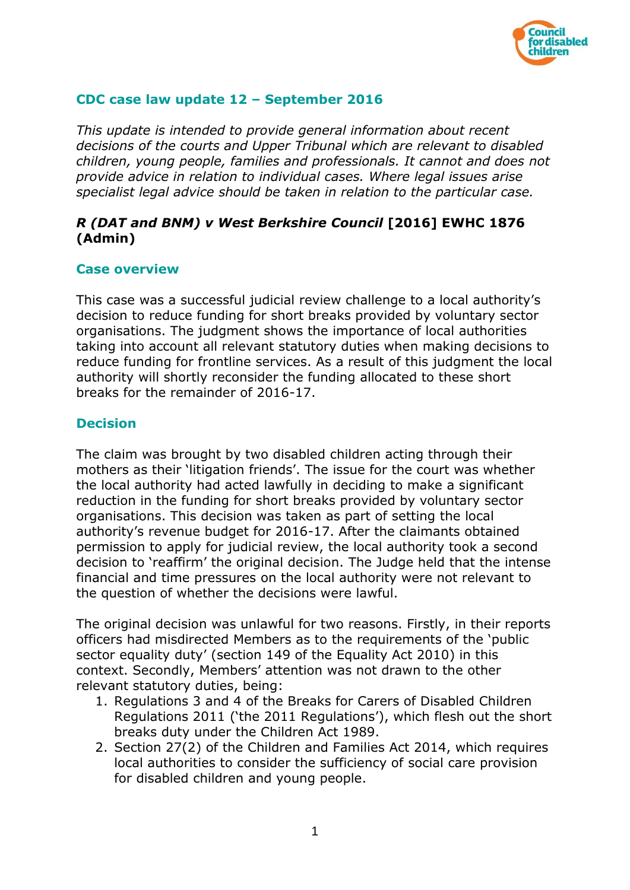## CDC case law update 12 – September 2016

*This update is intended to provide general information about recent decisions of the courts and Upper Tribunal which are relevant to disabled children, young people, families and professionals. It cannot and does not provide advice in relation to individual cases. Where legal issues arise specialist legal advice should be taken in relation to the particular case.*

### *R (DAT and BNM) v West Berkshire Council* [2016] EWHC 1876 (Admin)

#### Case overview

This case was a successful judicial review challenge to a local authority's decision to reduce funding for short breaks provided by voluntary sector organisations. The judgment shows the importance of local authorities taking into account all relevant statutory duties when making decisions to reduce funding for frontline services. As a result of this judgment the local authority will shortly reconsider the funding allocated to these short breaks for the remainder of 2016-17.

#### Decision

The claim was brought by two disabled children acting through their mothers as their 'litigation friends'. The issue for the court was whether the local authority had acted lawfully in deciding to make a significant reduction in the funding for short breaks provided by voluntary sector organisations. This decision was taken as part of setting the local authority's revenue budget for 2016-17. After the claimants obtained permission to apply for judicial review, the local authority took a second decision to 'reaffirm' the original decision. The Judge held that the intense financial and time pressures on the local authority were not relevant to the question of whether the decisions were lawful.

The original decision was unlawful for two reasons. Firstly, in their reports officers had misdirected Members as to the requirements of the 'public sector equality duty' (section 149 of the Equality Act 2010) in this context. Secondly, Members' attention was not drawn to the other relevant statutory duties, being:

1. Regulations 3 and 4 of the Breaks for Carers of Disabled Children Regulations 2011 ('the 2011 Regulations'), which flesh out the short breaks duty under the Children Act 1989.
2. Section 27(2) of the Children and Families Act 2014, which requires local authorities to consider the sufficiency of social care provision for disabled children and young people.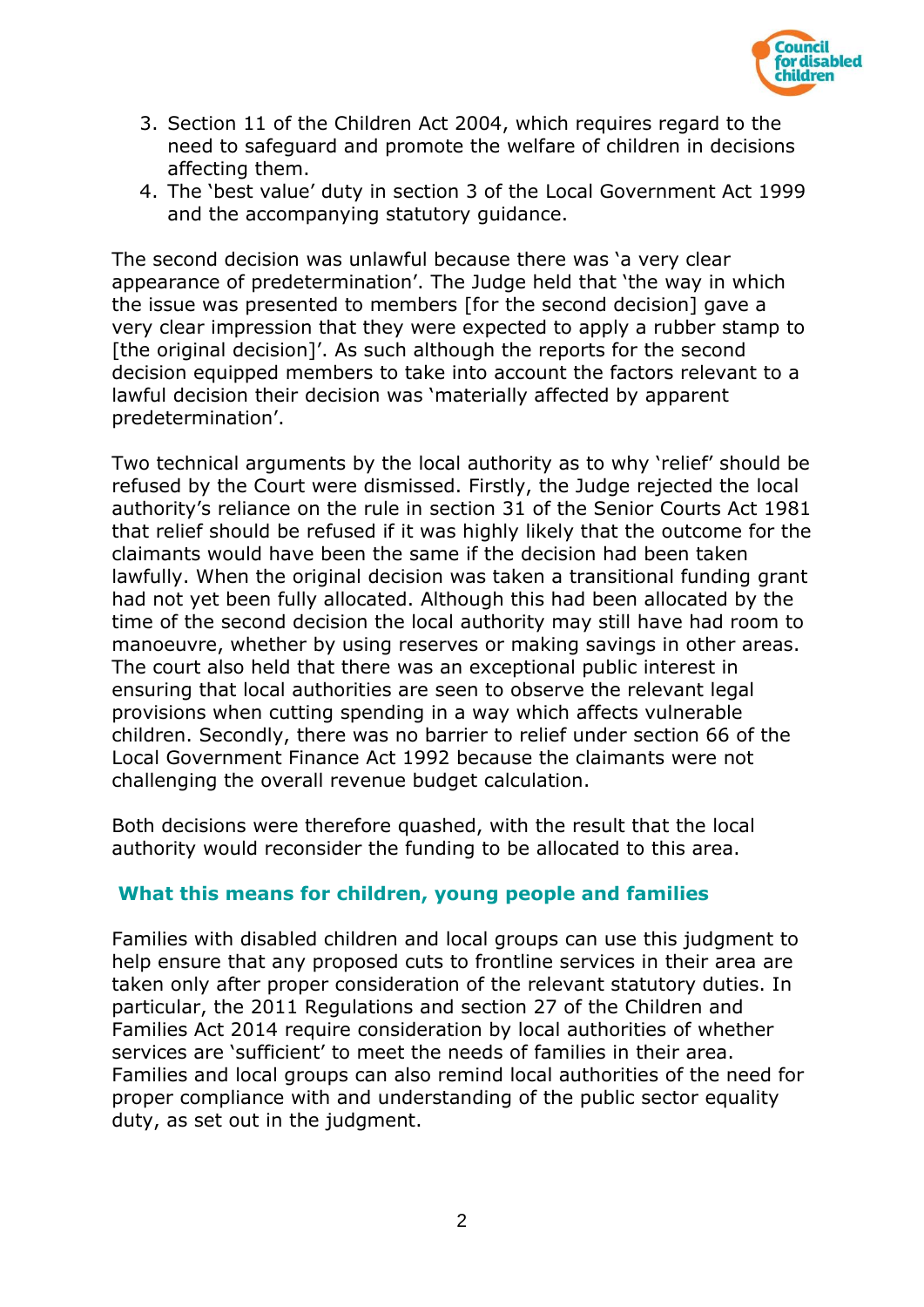3. Section 11 of the Children Act 2004, which requires regard to the need to safeguard and promote the welfare of children in decisions affecting them.
4. The 'best value' duty in section 3 of the Local Government Act 1999 and the accompanying statutory guidance.

The second decision was unlawful because there was 'a very clear appearance of predetermination'. The Judge held that 'the way in which the issue was presented to members [for the second decision] gave a very clear impression that they were expected to apply a rubber stamp to [the original decision]'. As such although the reports for the second decision equipped members to take into account the factors relevant to a lawful decision their decision was 'materially affected by apparent predetermination'.

Two technical arguments by the local authority as to why 'relief' should be refused by the Court were dismissed. Firstly, the Judge rejected the local authority's reliance on the rule in section 31 of the Senior Courts Act 1981 that relief should be refused if it was highly likely that the outcome for the claimants would have been the same if the decision had been taken lawfully. When the original decision was taken a transitional funding grant had not yet been fully allocated. Although this had been allocated by the time of the second decision the local authority may still have had room to manoeuvre, whether by using reserves or making savings in other areas. The court also held that there was an exceptional public interest in ensuring that local authorities are seen to observe the relevant legal provisions when cutting spending in a way which affects vulnerable children. Secondly, there was no barrier to relief under section 66 of the Local Government Finance Act 1992 because the claimants were not challenging the overall revenue budget calculation.

Both decisions were therefore quashed, with the result that the local authority would reconsider the funding to be allocated to this area.

## What this means for children, young people and families

Families with disabled children and local groups can use this judgment to help ensure that any proposed cuts to frontline services in their area are taken only after proper consideration of the relevant statutory duties. In particular, the 2011 Regulations and section 27 of the Children and Families Act 2014 require consideration by local authorities of whether services are 'sufficient' to meet the needs of families in their area. Families and local groups can also remind local authorities of the need for proper compliance with and understanding of the public sector equality duty, as set out in the judgment.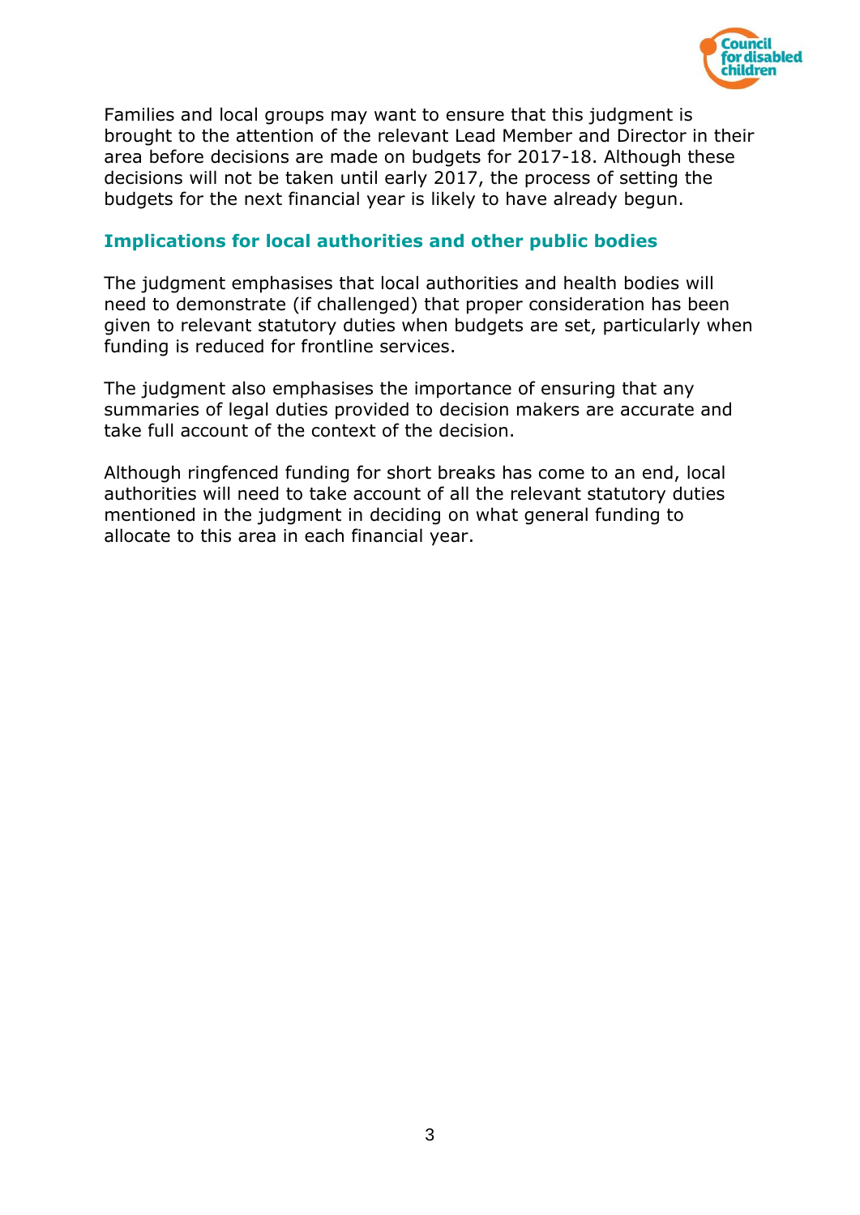Families and local groups may want to ensure that this judgment is brought to the attention of the relevant Lead Member and Director in their area before decisions are made on budgets for 2017-18. Although these decisions will not be taken until early 2017, the process of setting the budgets for the next financial year is likely to have already begun.

## Implications for local authorities and other public bodies

The judgment emphasises that local authorities and health bodies will need to demonstrate (if challenged) that proper consideration has been given to relevant statutory duties when budgets are set, particularly when funding is reduced for frontline services.

The judgment also emphasises the importance of ensuring that any summaries of legal duties provided to decision makers are accurate and take full account of the context of the decision.

Although ringfenced funding for short breaks has come to an end, local authorities will need to take account of all the relevant statutory duties mentioned in the judgment in deciding on what general funding to allocate to this area in each financial year.